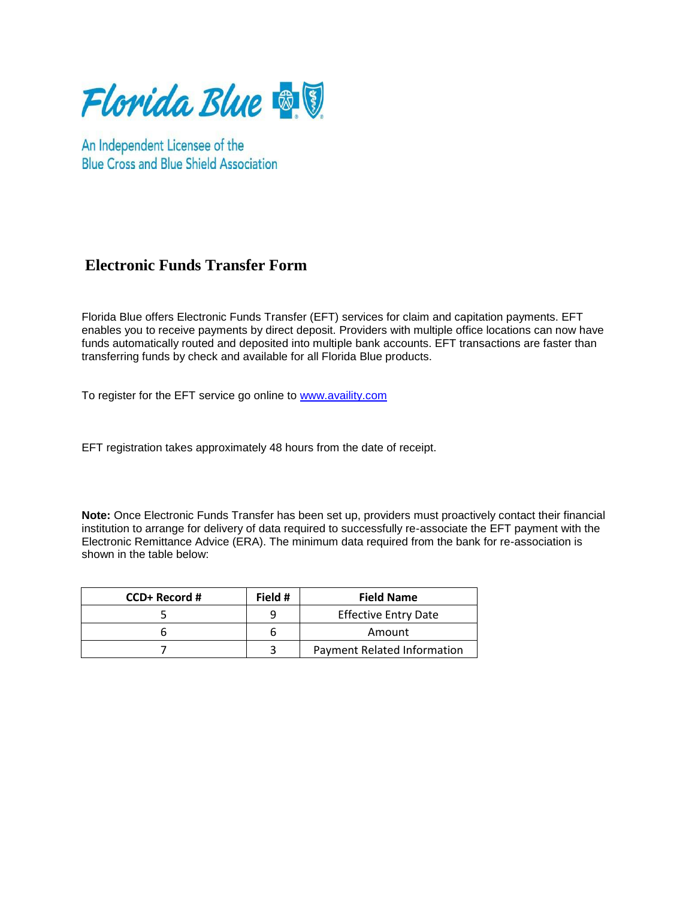Florida Blue

An Independent Licensee of the Blue Cross and Blue Shield Association

# Electronic Funds Transfer Form

Florida Blue offers Electronic Funds Transfer (EFT) services for claim and capitation payments. EFT enables you to receive payments by direct deposit. Providers with multiple office locations can now have funds automatically routed and deposited into multiple bank accounts. EFT transactions are faster than transferring funds by check and available for all Florida Blue products.

To register for the EFT service go online to www.availity.com

EFT registration takes approximately 48 hours from the date of receipt.

**Note:** Once Electronic Funds Transfer has been set up, providers must proactively contact their financial institution to arrange for delivery of data required to successfully re-associate the EFT payment with the Electronic Remittance Advice (ERA). The minimum data required from the bank for re-association is shown in the table below:

| CCD+ Record # | Field # | Field Name |
| --- | --- | --- |
| 5 | 9 | Effective Entry Date |
| 6 | 6 | Amount |
| 7 | 3 | Payment Related Information |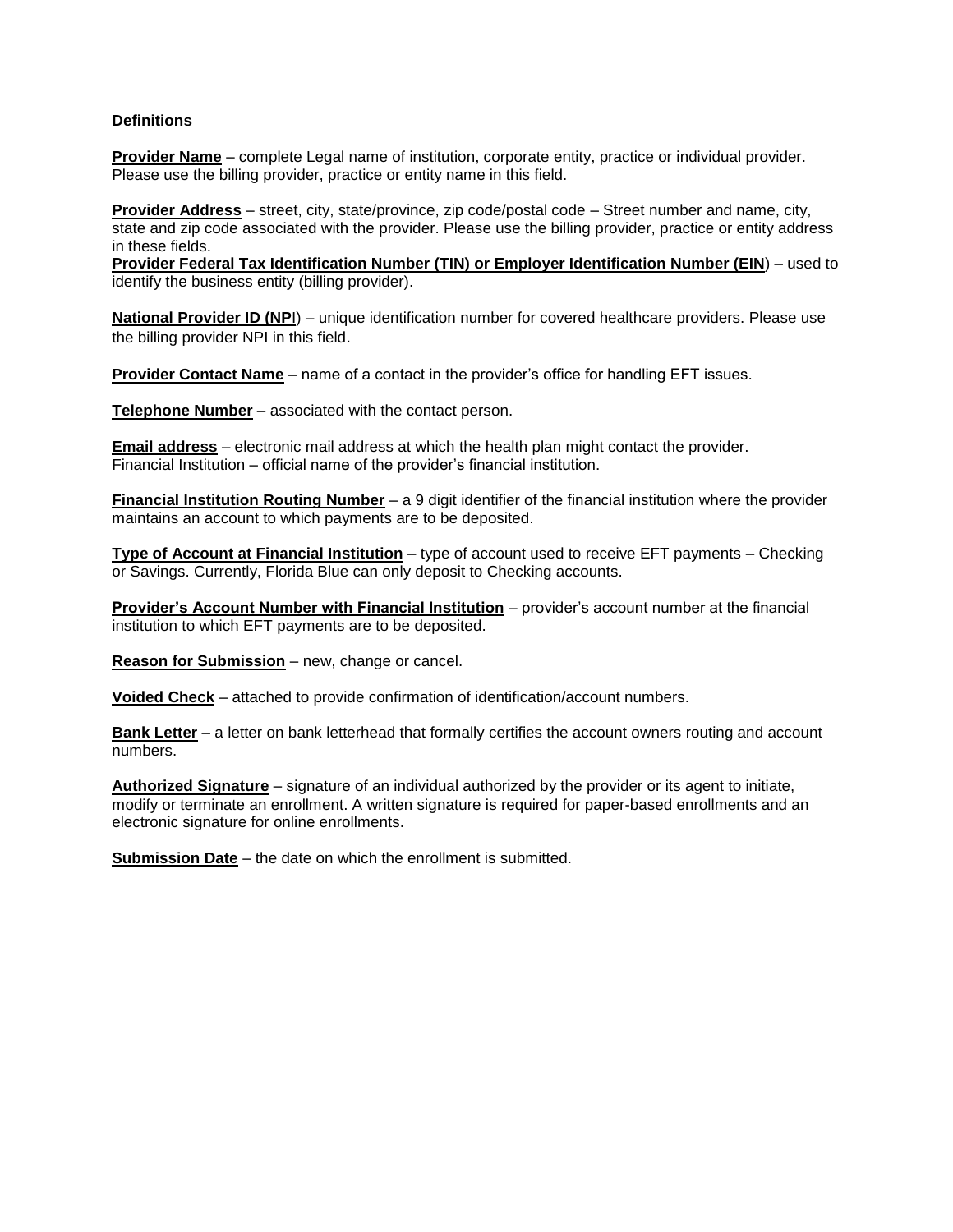**Definitions**

**Provider Name** – complete Legal name of institution, corporate entity, practice or individual provider. Please use the billing provider, practice or entity name in this field.

**Provider Address** – street, city, state/province, zip code/postal code – Street number and name, city, state and zip code associated with the provider. Please use the billing provider, practice or entity address in these fields.

**Provider Federal Tax Identification Number (TIN) or Employer Identification Number (EIN**) – used to identify the business entity (billing provider).

**National Provider ID (NP**I) – unique identification number for covered healthcare providers. Please use the billing provider NPI in this field.

**Provider Contact Name** – name of a contact in the provider's office for handling EFT issues.

**Telephone Number** – associated with the contact person.

**Email address** – electronic mail address at which the health plan might contact the provider. Financial Institution – official name of the provider's financial institution.

**Financial Institution Routing Number** – a 9 digit identifier of the financial institution where the provider maintains an account to which payments are to be deposited.

**Type of Account at Financial Institution** – type of account used to receive EFT payments – Checking or Savings. Currently, Florida Blue can only deposit to Checking accounts.

**Provider's Account Number with Financial Institution** – provider's account number at the financial institution to which EFT payments are to be deposited.

**Reason for Submission** – new, change or cancel.

**Voided Check** – attached to provide confirmation of identification/account numbers.

**Bank Letter** – a letter on bank letterhead that formally certifies the account owners routing and account numbers.

**Authorized Signature** – signature of an individual authorized by the provider or its agent to initiate, modify or terminate an enrollment. A written signature is required for paper-based enrollments and an electronic signature for online enrollments.

**Submission Date** – the date on which the enrollment is submitted.